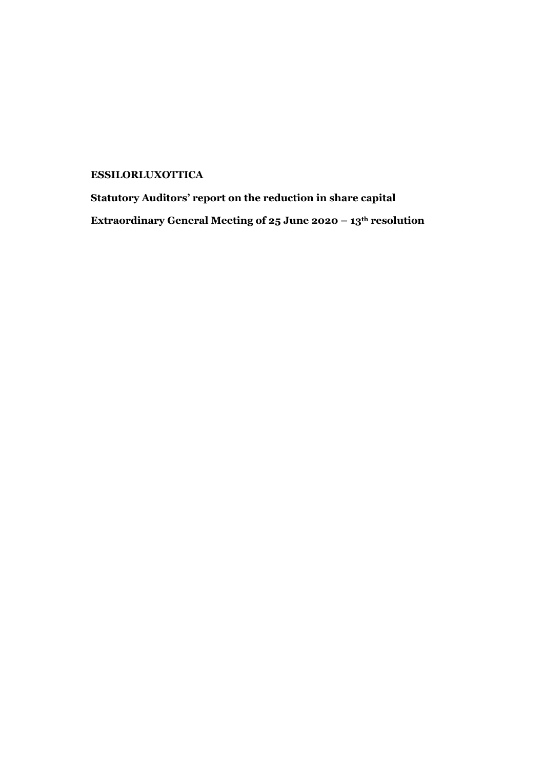**ESSILORLUXOTTICA**

**Statutory Auditors' report on the reduction in share capital**

**Extraordinary General Meeting of 25 June 2020 – 13th resolution**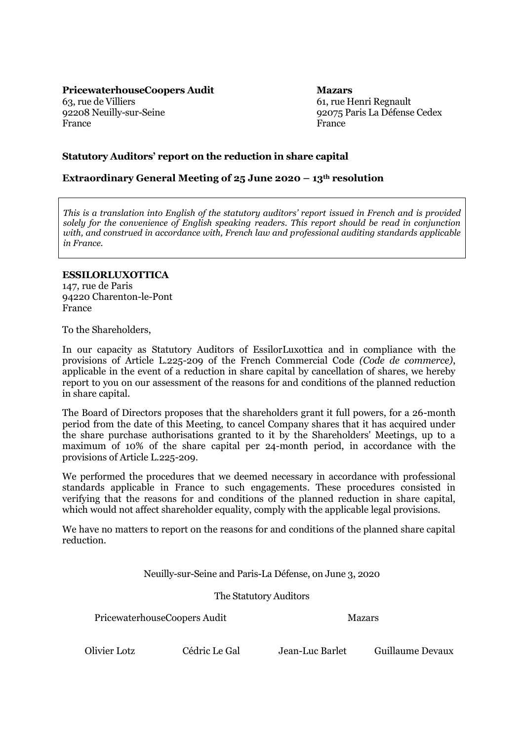**PricewaterhouseCoopers Audit**
63, rue de Villiers
92208 Neuilly-sur-Seine
France

**Mazars**
61, rue Henri Regnault
92075 Paris La Défense Cedex
France

**Statutory Auditors' report on the reduction in share capital**

**Extraordinary General Meeting of 25 June 2020 – 13th resolution**

*This is a translation into English of the statutory auditors' report issued in French and is provided solely for the convenience of English speaking readers. This report should be read in conjunction with, and construed in accordance with, French law and professional auditing standards applicable in France.*

**ESSILORLUXOTTICA**
147, rue de Paris
94220 Charenton-le-Pont
France

To the Shareholders,

In our capacity as Statutory Auditors of EssilorLuxottica and in compliance with the provisions of Article L.225-209 of the French Commercial Code *(Code de commerce)*, applicable in the event of a reduction in share capital by cancellation of shares, we hereby report to you on our assessment of the reasons for and conditions of the planned reduction in share capital.

The Board of Directors proposes that the shareholders grant it full powers, for a 26-month period from the date of this Meeting, to cancel Company shares that it has acquired under the share purchase authorisations granted to it by the Shareholders' Meetings, up to a maximum of 10% of the share capital per 24-month period, in accordance with the provisions of Article L.225-209.

We performed the procedures that we deemed necessary in accordance with professional standards applicable in France to such engagements. These procedures consisted in verifying that the reasons for and conditions of the planned reduction in share capital, which would not affect shareholder equality, comply with the applicable legal provisions.

We have no matters to report on the reasons for and conditions of the planned share capital reduction.

Neuilly-sur-Seine and Paris-La Défense, on June 3, 2020

The Statutory Auditors

PricewaterhouseCoopers Audit

Olivier Lotz    Cédric Le Gal

Mazars

Jean-Luc Barlet    Guillaume Devaux